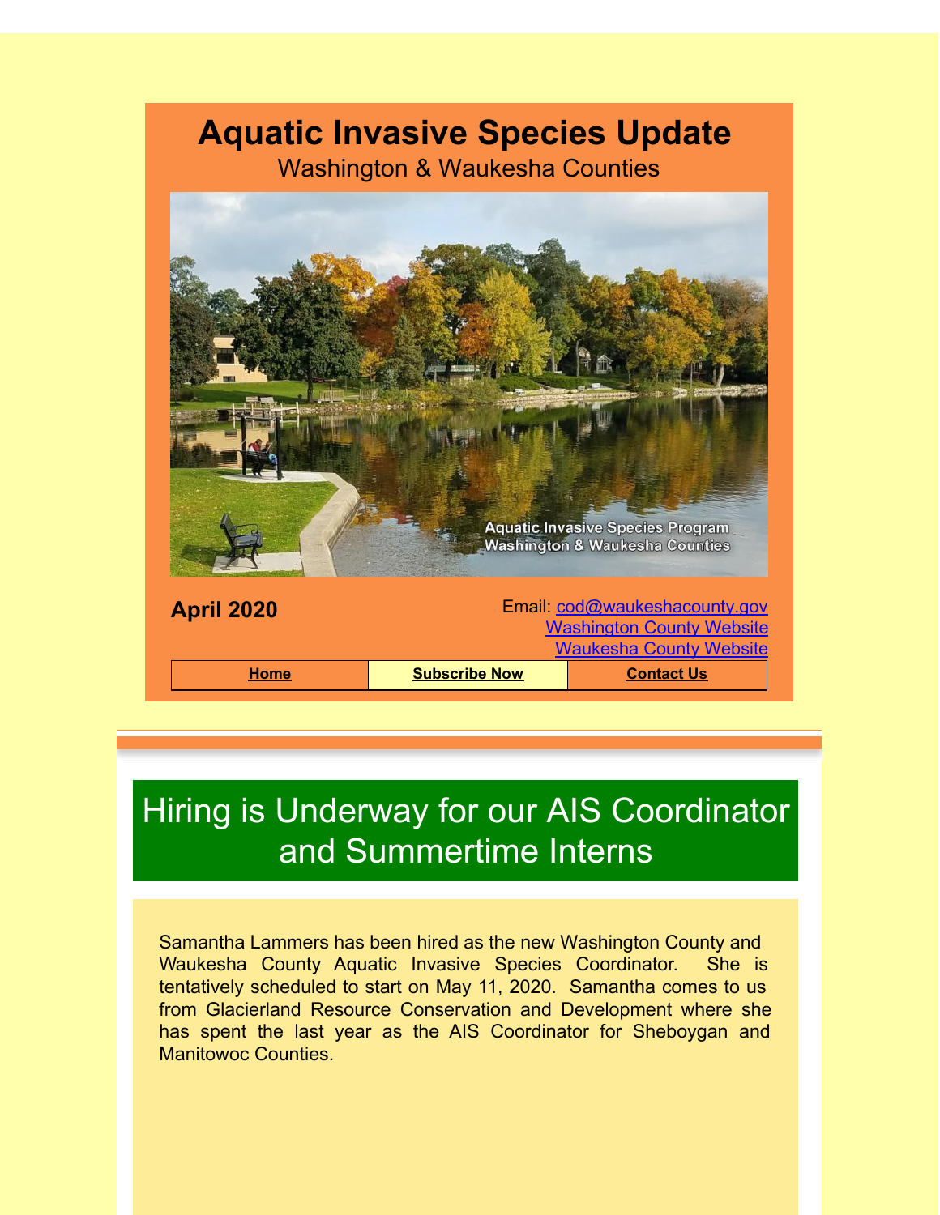# Aquatic Invasive Species Update

Washington & Waukesha Counties

**April 2020**

Email: cod@waukeshacounty.gov
Washington County Website
Waukesha County Website

| Home | Subscribe Now | Contact Us |
| --- | --- | --- |

## Hiring is Underway for our AIS Coordinator and Summertime Interns

Samantha Lammers has been hired as the new Washington County and Waukesha County Aquatic Invasive Species Coordinator. She is tentatively scheduled to start on May 11, 2020. Samantha comes to us from Glacierland Resource Conservation and Development where she has spent the last year as the AIS Coordinator for Sheboygan and Manitowoc Counties.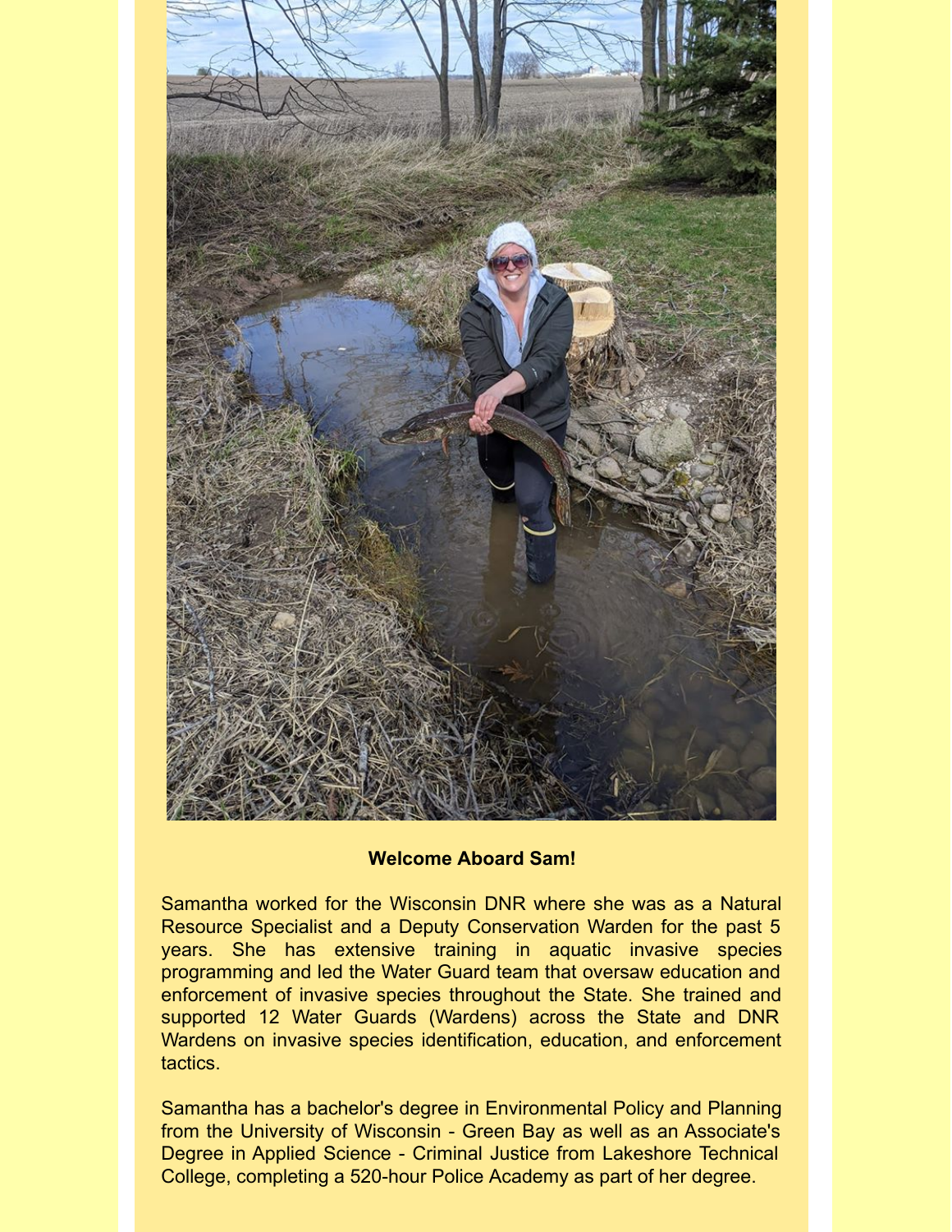**Welcome Aboard Sam!**

Samantha worked for the Wisconsin DNR where she was as a Natural Resource Specialist and a Deputy Conservation Warden for the past 5 years. She has extensive training in aquatic invasive species programming and led the Water Guard team that oversaw education and enforcement of invasive species throughout the State. She trained and supported 12 Water Guards (Wardens) across the State and DNR Wardens on invasive species identification, education, and enforcement tactics.

Samantha has a bachelor's degree in Environmental Policy and Planning from the University of Wisconsin - Green Bay as well as an Associate's Degree in Applied Science - Criminal Justice from Lakeshore Technical College, completing a 520-hour Police Academy as part of her degree.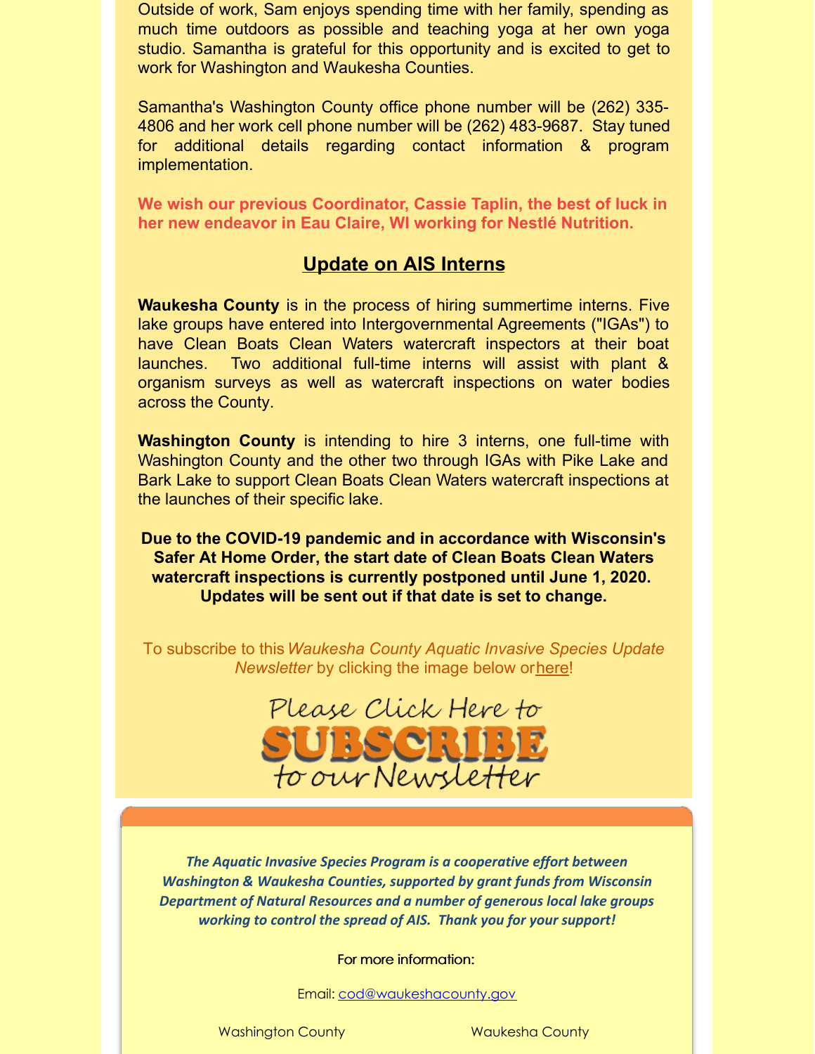Outside of work, Sam enjoys spending time with her family, spending as much time outdoors as possible and teaching yoga at her own yoga studio. Samantha is grateful for this opportunity and is excited to get to work for Washington and Waukesha Counties.

Samantha's Washington County office phone number will be (262) 335-4806 and her work cell phone number will be (262) 483-9687. Stay tuned for additional details regarding contact information & program implementation.

**We wish our previous Coordinator, Cassie Taplin, the best of luck in her new endeavor in Eau Claire, WI working for Nestlé Nutrition.**

## Update on AIS Interns

**Waukesha County** is in the process of hiring summertime interns. Five lake groups have entered into Intergovernmental Agreements ("IGAs") to have Clean Boats Clean Waters watercraft inspectors at their boat launches. Two additional full-time interns will assist with plant & organism surveys as well as watercraft inspections on water bodies across the County.

**Washington County** is intending to hire 3 interns, one full-time with Washington County and the other two through IGAs with Pike Lake and Bark Lake to support Clean Boats Clean Waters watercraft inspections at the launches of their specific lake.

**Due to the COVID-19 pandemic and in accordance with Wisconsin's Safer At Home Order, the start date of Clean Boats Clean Waters watercraft inspections is currently postponed until June 1, 2020. Updates will be sent out if that date is set to change.**

To subscribe to this *Waukesha County Aquatic Invasive Species Update Newsletter* by clicking the image below or here!

Please Click Here to SUBSCRIBE to our Newsletter

*The Aquatic Invasive Species Program is a cooperative effort between Washington & Waukesha Counties, supported by grant funds from Wisconsin Department of Natural Resources and a number of generous local lake groups working to control the spread of AIS. Thank you for your support!*

For more information:

Email: cod@waukeshacounty.gov

Washington County    Waukesha County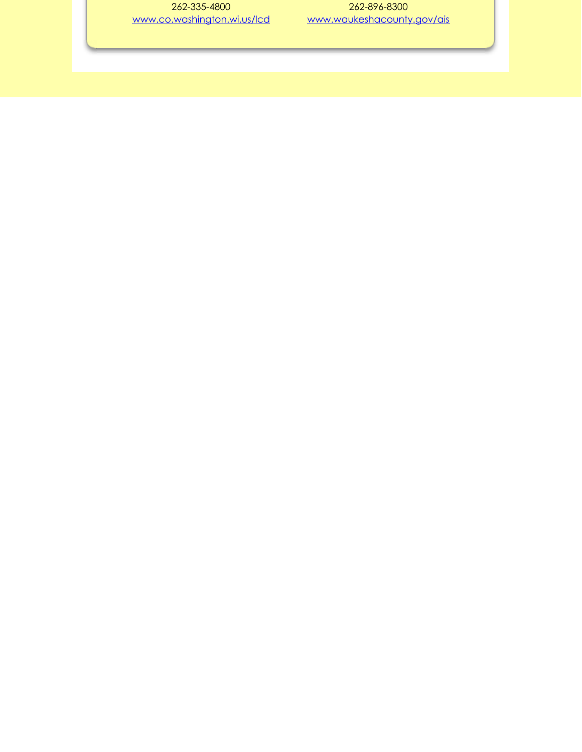262-335-4800
www.co.washington.wi.us/lcd

262-896-8300
www.waukeshacounty.gov/ais